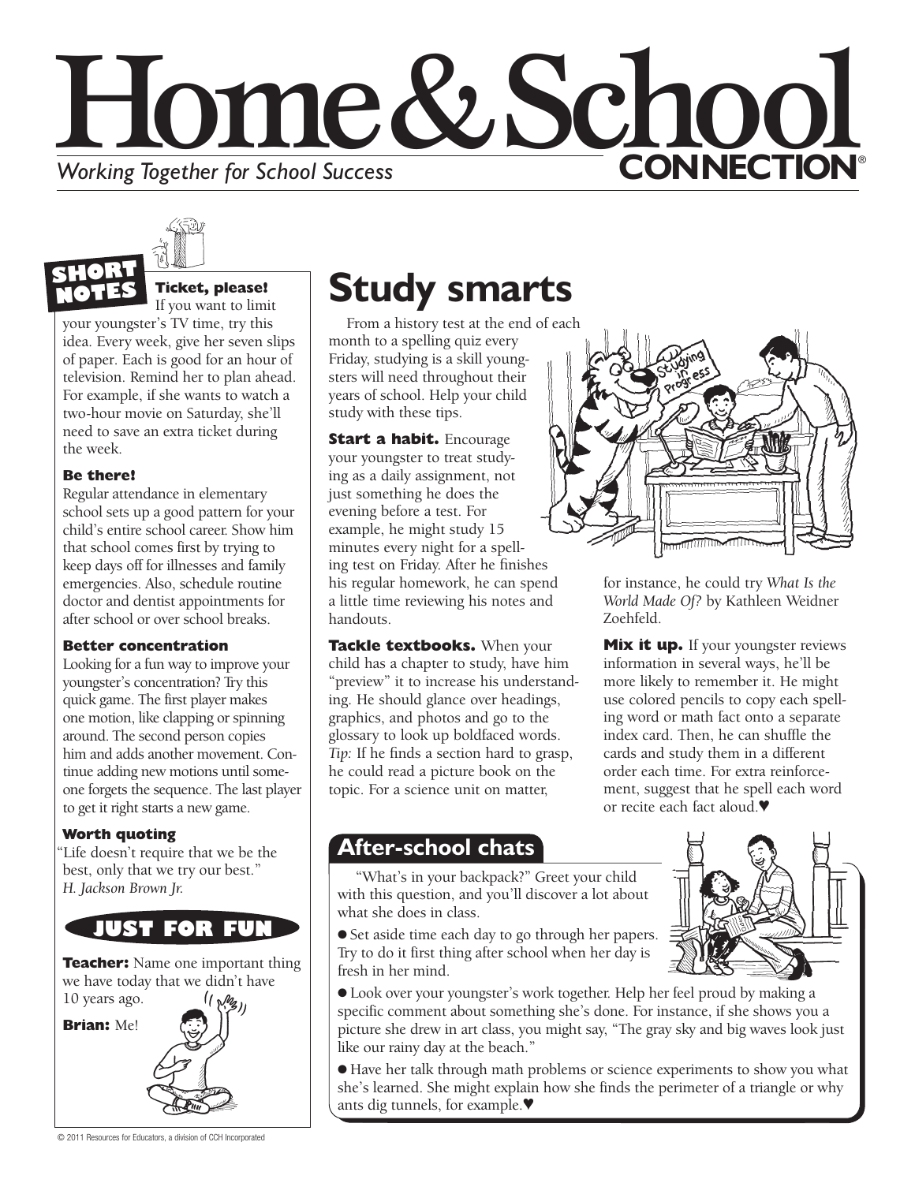# Home & School CONNECTION®

*Working Together for School Success*

## SHORT NOTES

**Ticket, please!**
If you want to limit your youngster's TV time, try this idea. Every week, give her seven slips of paper. Each is good for an hour of television. Remind her to plan ahead. For example, if she wants to watch a two-hour movie on Saturday, she'll need to save an extra ticket during the week.

**Be there!**
Regular attendance in elementary school sets up a good pattern for your child's entire school career. Show him that school comes first by trying to keep days off for illnesses and family emergencies. Also, schedule routine doctor and dentist appointments for after school or over school breaks.

**Better concentration**
Looking for a fun way to improve your youngster's concentration? Try this quick game. The first player makes one motion, like clapping or spinning around. The second person copies him and adds another movement. Continue adding new motions until someone forgets the sequence. The last player to get it right starts a new game.

**Worth quoting**
"Life doesn't require that we be the best, only that we try our best."
*H. Jackson Brown Jr.*

## JUST FOR FUN

**Teacher:** Name one important thing we have today that we didn't have 10 years ago.

**Brian:** Me!

# Study smarts

From a history test at the end of each month to a spelling quiz every Friday, studying is a skill youngsters will need throughout their years of school. Help your child study with these tips.

**Start a habit.** Encourage your youngster to treat studying as a daily assignment, not just something he does the evening before a test. For example, he might study 15 minutes every night for a spelling test on Friday. After he finishes his regular homework, he can spend a little time reviewing his notes and handouts.

**Tackle textbooks.** When your child has a chapter to study, have him "preview" it to increase his understanding. He should glance over headings, graphics, and photos and go to the glossary to look up boldfaced words. *Tip:* If he finds a section hard to grasp, he could read a picture book on the topic. For a science unit on matter, for instance, he could try *What Is the World Made Of?* by Kathleen Weidner Zoehfeld.

**Mix it up.** If your youngster reviews information in several ways, he'll be more likely to remember it. He might use colored pencils to copy each spelling word or math fact onto a separate index card. Then, he can shuffle the cards and study them in a different order each time. For extra reinforcement, suggest that he spell each word or recite each fact aloud.♥

## After-school chats

"What's in your backpack?" Greet your child with this question, and you'll discover a lot about what she does in class.

- Set aside time each day to go through her papers. Try to do it first thing after school when her day is fresh in her mind.
- Look over your youngster's work together. Help her feel proud by making a specific comment about something she's done. For instance, if she shows you a picture she drew in art class, you might say, "The gray sky and big waves look just like our rainy day at the beach."
- Have her talk through math problems or science experiments to show you what she's learned. She might explain how she finds the perimeter of a triangle or why ants dig tunnels, for example.♥

© 2011 Resources for Educators, a division of CCH Incorporated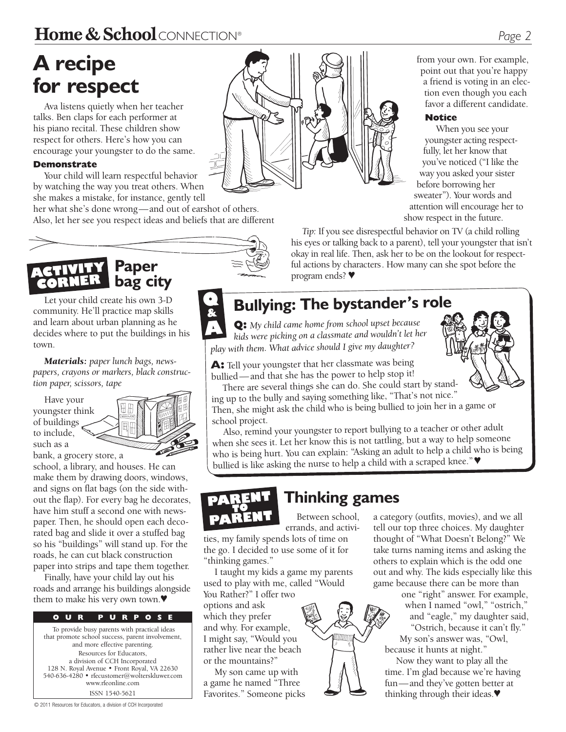# A recipe for respect

Ava listens quietly when her teacher talks. Ben claps for each performer at his piano recital. These children show respect for others. Here's how you can encourage your youngster to do the same.

### Demonstrate

Your child will learn respectful behavior by watching the way you treat others. When she makes a mistake, for instance, gently tell her what she's done wrong—and out of earshot of others. Also, let her see you respect ideas and beliefs that are different from your own. For example, point out that you're happy a friend is voting in an election even though you each favor a different candidate.

### Notice

When you see your youngster acting respectfully, let her know that you've noticed ("I like the way you asked your sister before borrowing her sweater"). Your words and attention will encourage her to show respect in the future.

*Tip:* If you see disrespectful behavior on TV (a child rolling his eyes or talking back to a parent), tell your youngster that isn't okay in real life. Then, ask her to be on the lookout for respectful actions by characters. How many can she spot before the program ends? ♥

## ACTIVITY CORNER: Paper bag city

Let your child create his own 3-D community. He'll practice map skills and learn about urban planning as he decides where to put the buildings in his town.

***Materials:*** *paper lunch bags, newspapers, crayons or markers, black construction paper, scissors, tape*

Have your youngster think of buildings to include, such as a bank, a grocery store, a school, a library, and houses. He can make them by drawing doors, windows, and signs on flat bags (on the side without the flap). For every bag he decorates, have him stuff a second one with newspaper. Then, he should open each decorated bag and slide it over a stuffed bag so his "buildings" will stand up. For the roads, he can cut black construction paper into strips and tape them together.

Finally, have your child lay out his roads and arrange his buildings alongside them to make his very own town.♥

## Q & A: Bullying: The bystander's role

**Q:** *My child came home from school upset because kids were picking on a classmate and wouldn't let her play with them. What advice should I give my daughter?*

**A:** Tell your youngster that her classmate was being bullied—and that she has the power to help stop it!

There are several things she can do. She could start by standing up to the bully and saying something like, "That's not nice." Then, she might ask the child who is being bullied to join her in a game or school project.

Also, remind your youngster to report bullying to a teacher or other adult when she sees it. Let her know this is not tattling, but a way to help someone who is being hurt. You can explain: "Asking an adult to help a child who is being bullied is like asking the nurse to help a child with a scraped knee."♥

## PARENT TO PARENT: Thinking games

Between school, errands, and activities, my family spends lots of time on the go. I decided to use some of it for "thinking games."

I taught my kids a game my parents used to play with me, called "Would You Rather?" I offer two options and ask which they prefer and why. For example, I might say, "Would you rather live near the beach or the mountains?"

My son came up with a game he named "Three Favorites." Someone picks a category (outfits, movies), and we all tell our top three choices. My daughter thought of "What Doesn't Belong?" We take turns naming items and asking the others to explain which is the odd one out and why. The kids especially like this game because there can be more than one "right" answer. For example, when I named "owl," "ostrich," and "eagle," my daughter said, "Ostrich, because it can't fly." My son's answer was, "Owl, because it hunts at night."

Now they want to play all the time. I'm glad because we're having fun—and they've gotten better at thinking through their ideas.♥

**OUR PURPOSE**

To provide busy parents with practical ideas that promote school success, parent involvement, and more effective parenting.

Resources for Educators,
a division of CCH Incorporated
128 N. Royal Avenue • Front Royal, VA 22630
540-636-4280 • rfecustomer@wolterskluwer.com
www.rfeonline.com

ISSN 1540-5621

© 2011 Resources for Educators, a division of CCH Incorporated